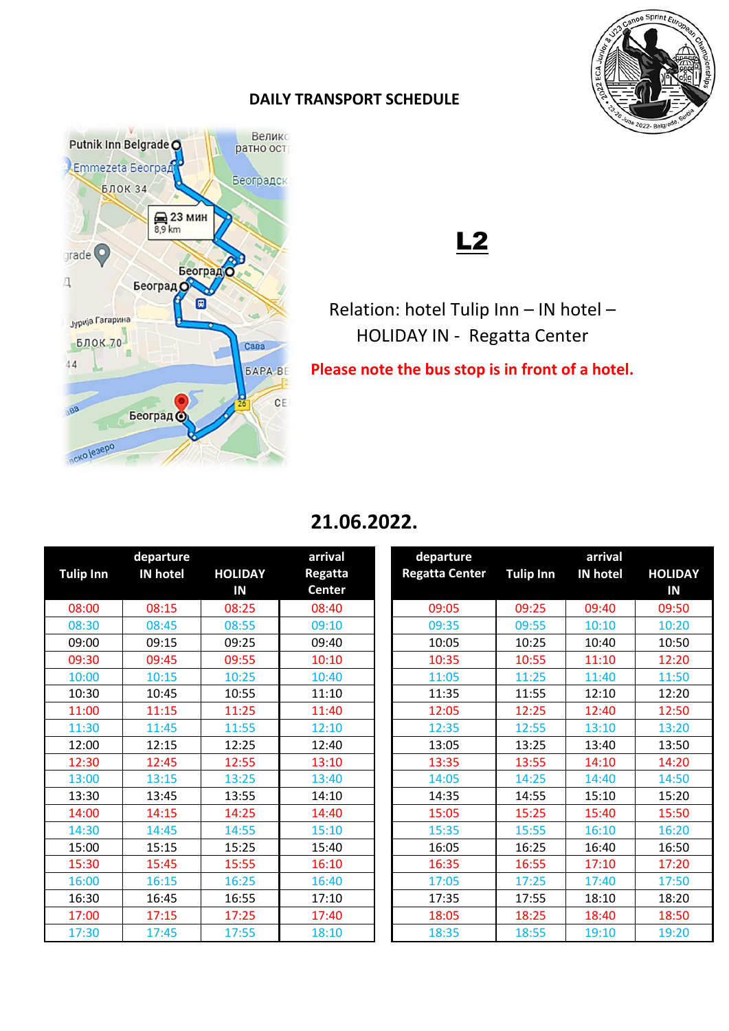# DAILY TRANSPORT SCHEDULE

## L2

Relation: hotel Tulip Inn – IN hotel – HOLIDAY IN - Regatta Center

**Please note the bus stop is in front of a hotel.**

## 21.06.2022.

| Tulip Inn | departure IN hotel | HOLIDAY IN | arrival Regatta Center |
|---|---|---|---|
| 08:00 | 08:15 | 08:25 | 08:40 |
| 08:30 | 08:45 | 08:55 | 09:10 |
| 09:00 | 09:15 | 09:25 | 09:40 |
| 09:30 | 09:45 | 09:55 | 10:10 |
| 10:00 | 10:15 | 10:25 | 10:40 |
| 10:30 | 10:45 | 10:55 | 11:10 |
| 11:00 | 11:15 | 11:25 | 11:40 |
| 11:30 | 11:45 | 11:55 | 12:10 |
| 12:00 | 12:15 | 12:25 | 12:40 |
| 12:30 | 12:45 | 12:55 | 13:10 |
| 13:00 | 13:15 | 13:25 | 13:40 |
| 13:30 | 13:45 | 13:55 | 14:10 |
| 14:00 | 14:15 | 14:25 | 14:40 |
| 14:30 | 14:45 | 14:55 | 15:10 |
| 15:00 | 15:15 | 15:25 | 15:40 |
| 15:30 | 15:45 | 15:55 | 16:10 |
| 16:00 | 16:15 | 16:25 | 16:40 |
| 16:30 | 16:45 | 16:55 | 17:10 |
| 17:00 | 17:15 | 17:25 | 17:40 |
| 17:30 | 17:45 | 17:55 | 18:10 |

| departure Regatta Center | Tulip Inn | arrival IN hotel | HOLIDAY IN |
|---|---|---|---|
| 09:05 | 09:25 | 09:40 | 09:50 |
| 09:35 | 09:55 | 10:10 | 10:20 |
| 10:05 | 10:25 | 10:40 | 10:50 |
| 10:35 | 10:55 | 11:10 | 12:20 |
| 11:05 | 11:25 | 11:40 | 11:50 |
| 11:35 | 11:55 | 12:10 | 12:20 |
| 12:05 | 12:25 | 12:40 | 12:50 |
| 12:35 | 12:55 | 13:10 | 13:20 |
| 13:05 | 13:25 | 13:40 | 13:50 |
| 13:35 | 13:55 | 14:10 | 14:20 |
| 14:05 | 14:25 | 14:40 | 14:50 |
| 14:35 | 14:55 | 15:10 | 15:20 |
| 15:05 | 15:25 | 15:40 | 15:50 |
| 15:35 | 15:55 | 16:10 | 16:20 |
| 16:05 | 16:25 | 16:40 | 16:50 |
| 16:35 | 16:55 | 17:10 | 17:20 |
| 17:05 | 17:25 | 17:40 | 17:50 |
| 17:35 | 17:55 | 18:10 | 18:20 |
| 18:05 | 18:25 | 18:40 | 18:50 |
| 18:35 | 18:55 | 19:10 | 19:20 |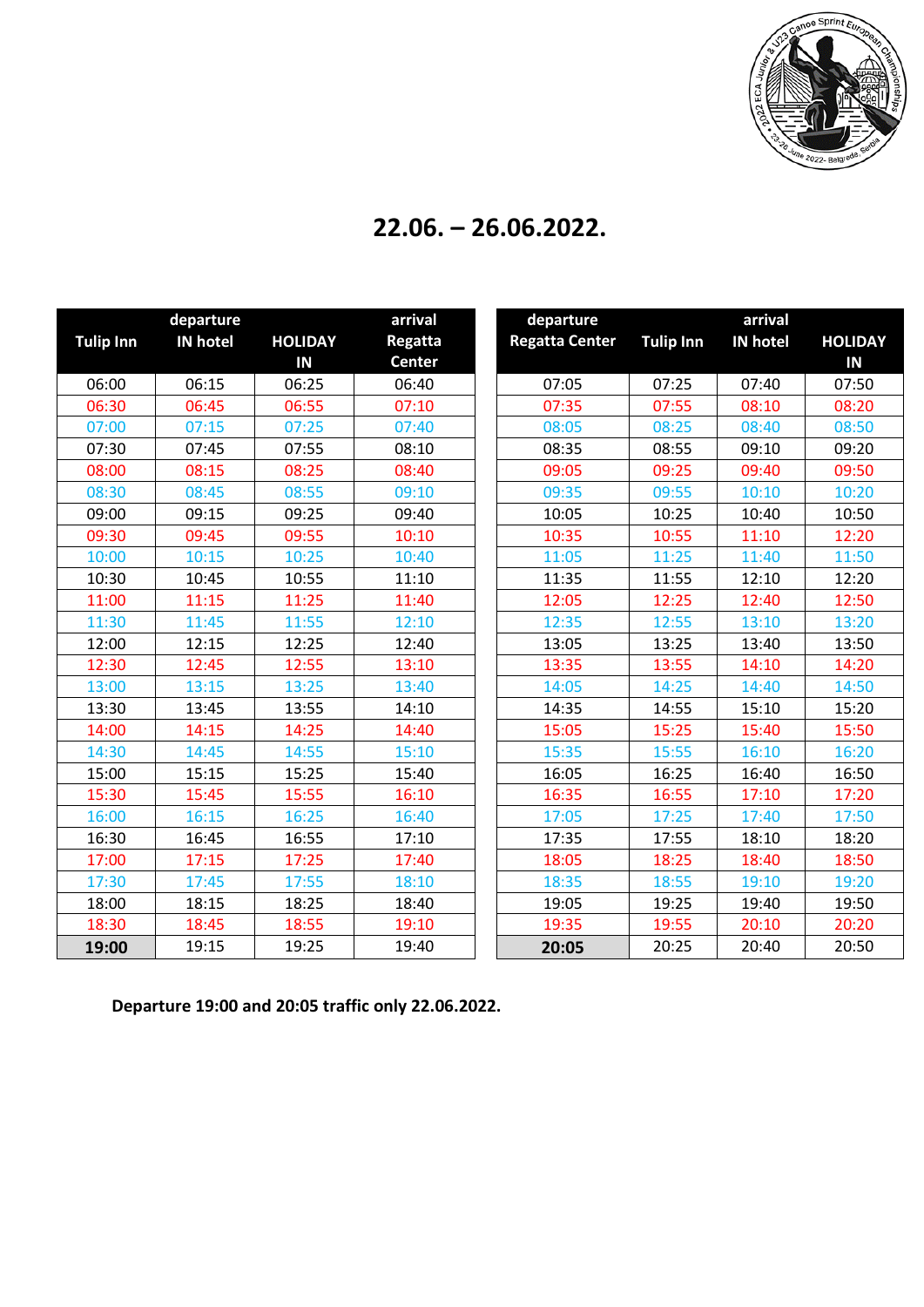## 22.06. – 26.06.2022.

| Tulip Inn | departure IN hotel | HOLIDAY IN | arrival Regatta Center |
|---|---|---|---|
| 06:00 | 06:15 | 06:25 | 06:40 |
| 06:30 | 06:45 | 06:55 | 07:10 |
| 07:00 | 07:15 | 07:25 | 07:40 |
| 07:30 | 07:45 | 07:55 | 08:10 |
| 08:00 | 08:15 | 08:25 | 08:40 |
| 08:30 | 08:45 | 08:55 | 09:10 |
| 09:00 | 09:15 | 09:25 | 09:40 |
| 09:30 | 09:45 | 09:55 | 10:10 |
| 10:00 | 10:15 | 10:25 | 10:40 |
| 10:30 | 10:45 | 10:55 | 11:10 |
| 11:00 | 11:15 | 11:25 | 11:40 |
| 11:30 | 11:45 | 11:55 | 12:10 |
| 12:00 | 12:15 | 12:25 | 12:40 |
| 12:30 | 12:45 | 12:55 | 13:10 |
| 13:00 | 13:15 | 13:25 | 13:40 |
| 13:30 | 13:45 | 13:55 | 14:10 |
| 14:00 | 14:15 | 14:25 | 14:40 |
| 14:30 | 14:45 | 14:55 | 15:10 |
| 15:00 | 15:15 | 15:25 | 15:40 |
| 15:30 | 15:45 | 15:55 | 16:10 |
| 16:00 | 16:15 | 16:25 | 16:40 |
| 16:30 | 16:45 | 16:55 | 17:10 |
| 17:00 | 17:15 | 17:25 | 17:40 |
| 17:30 | 17:45 | 17:55 | 18:10 |
| 18:00 | 18:15 | 18:25 | 18:40 |
| 18:30 | 18:45 | 18:55 | 19:10 |
| **19:00** | 19:15 | 19:25 | 19:40 |

| departure Regatta Center | Tulip Inn | arrival IN hotel | HOLIDAY IN |
|---|---|---|---|
| 07:05 | 07:25 | 07:40 | 07:50 |
| 07:35 | 07:55 | 08:10 | 08:20 |
| 08:05 | 08:25 | 08:40 | 08:50 |
| 08:35 | 08:55 | 09:10 | 09:20 |
| 09:05 | 09:25 | 09:40 | 09:50 |
| 09:35 | 09:55 | 10:10 | 10:20 |
| 10:05 | 10:25 | 10:40 | 10:50 |
| 10:35 | 10:55 | 11:10 | 12:20 |
| 11:05 | 11:25 | 11:40 | 11:50 |
| 11:35 | 11:55 | 12:10 | 12:20 |
| 12:05 | 12:25 | 12:40 | 12:50 |
| 12:35 | 12:55 | 13:10 | 13:20 |
| 13:05 | 13:25 | 13:40 | 13:50 |
| 13:35 | 13:55 | 14:10 | 14:20 |
| 14:05 | 14:25 | 14:40 | 14:50 |
| 14:35 | 14:55 | 15:10 | 15:20 |
| 15:05 | 15:25 | 15:40 | 15:50 |
| 15:35 | 15:55 | 16:10 | 16:20 |
| 16:05 | 16:25 | 16:40 | 16:50 |
| 16:35 | 16:55 | 17:10 | 17:20 |
| 17:05 | 17:25 | 17:40 | 17:50 |
| 17:35 | 17:55 | 18:10 | 18:20 |
| 18:05 | 18:25 | 18:40 | 18:50 |
| 18:35 | 18:55 | 19:10 | 19:20 |
| 19:05 | 19:25 | 19:40 | 19:50 |
| 19:35 | 19:55 | 20:10 | 20:20 |
| **20:05** | 20:25 | 20:40 | 20:50 |

**Departure 19:00 and 20:05 traffic only 22.06.2022.**